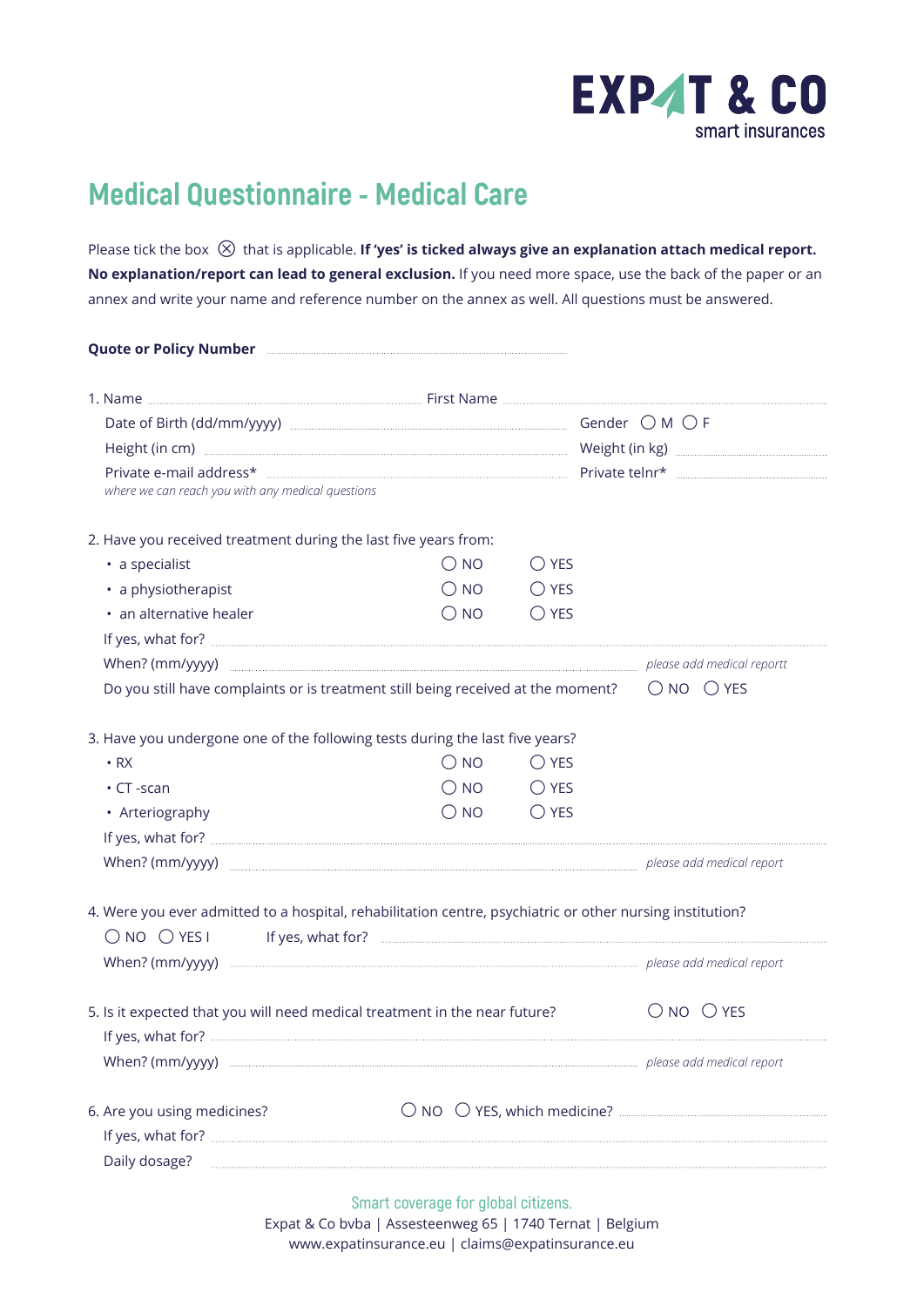EXPAT & CO
smart insurances

# Medical Questionnaire - Medical Care

Please tick the box ⊗ that is applicable. **If 'yes' is ticked always give an explanation attach medical report. No explanation/report can lead to general exclusion.** If you need more space, use the back of the paper or an annex and write your name and reference number on the annex as well. All questions must be answered.

**Quote or Policy Number** ..............................

1. Name .............................. First Name ..............................
   Date of Birth (dd/mm/yyyy) .............................. Gender ◯ M ◯ F
   Height (in cm) .............................. Weight (in kg) ..............................
   Private e-mail address* .............................. Private telnr* ..............................
   *where we can reach you with any medical questions*

2. Have you received treatment during the last five years from:
   - a specialist ◯ NO ◯ YES
   - a physiotherapist ◯ NO ◯ YES
   - an alternative healer ◯ NO ◯ YES

   If yes, what for? ..............................
   When? (mm/yyyy) .............................. *please add medical reportt*
   Do you still have complaints or is treatment still being received at the moment? ◯ NO ◯ YES

3. Have you undergone one of the following tests during the last five years?
   - RX ◯ NO ◯ YES
   - CT -scan ◯ NO ◯ YES
   - Arteriography ◯ NO ◯ YES

   If yes, what for? ..............................
   When? (mm/yyyy) .............................. *please add medical report*

4. Were you ever admitted to a hospital, rehabilitation centre, psychiatric or other nursing institution?
   ◯ NO ◯ YES I If yes, what for? ..............................
   When? (mm/yyyy) .............................. *please add medical report*

5. Is it expected that you will need medical treatment in the near future? ◯ NO ◯ YES
   If yes, what for? ..............................
   When? (mm/yyyy) .............................. *please add medical report*

6. Are you using medicines? ◯ NO ◯ YES, which medicine? ..............................
   If yes, what for? ..............................
   Daily dosage? ..............................

Smart coverage for global citizens.
Expat & Co bvba | Assesteenweg 65 | 1740 Ternat | Belgium
www.expatinsurance.eu | claims@expatinsurance.eu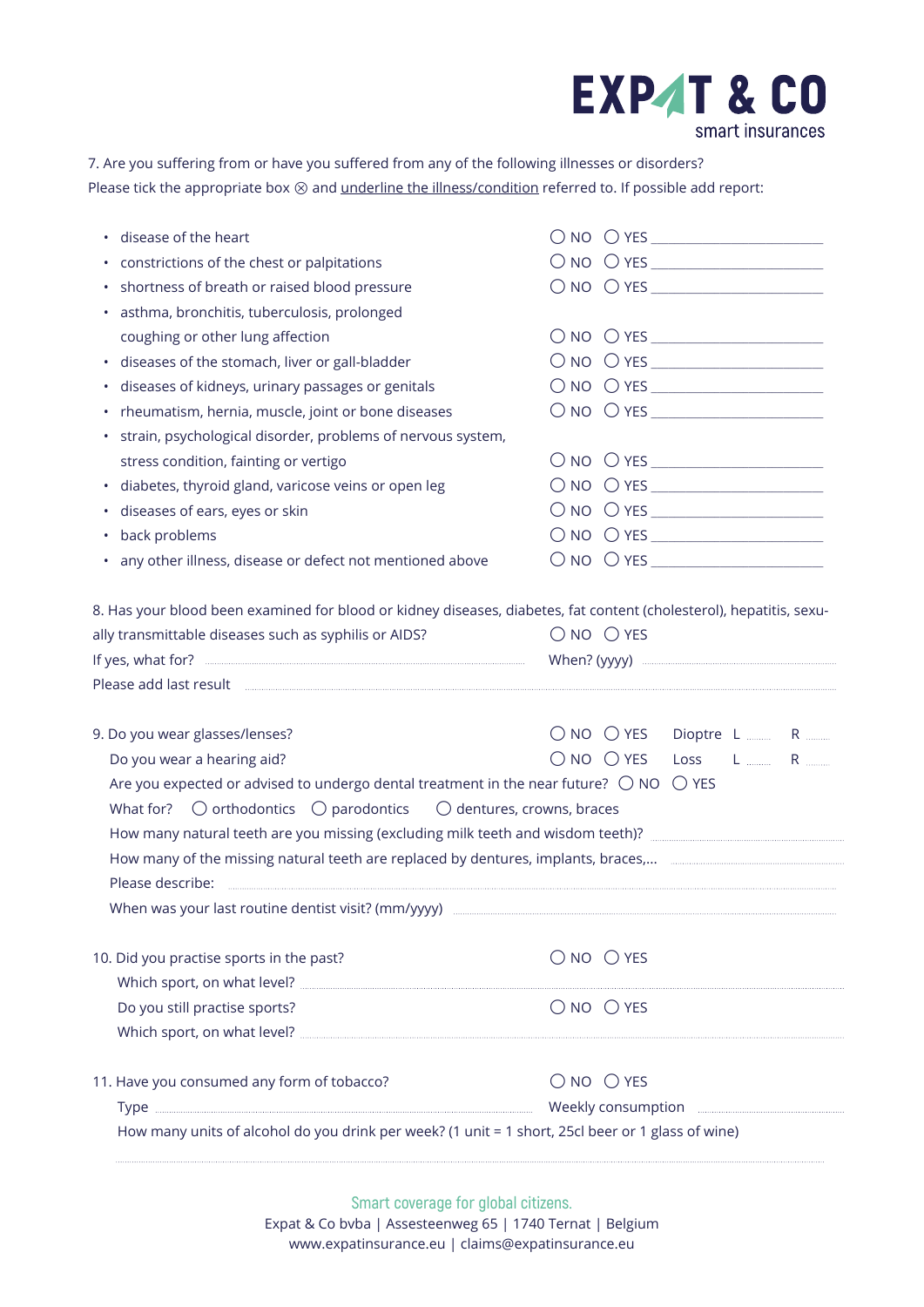7. Are you suffering from or have you suffered from any of the following illnesses or disorders?
Please tick the appropriate box ⊗ and underline the illness/condition referred to. If possible add report:

- disease of the heart ◯ NO ◯ YES ____________________
- constrictions of the chest or palpitations ◯ NO ◯ YES ____________________
- shortness of breath or raised blood pressure ◯ NO ◯ YES ____________________
- asthma, bronchitis, tuberculosis, prolonged coughing or other lung affection ◯ NO ◯ YES ____________________
- diseases of the stomach, liver or gall-bladder ◯ NO ◯ YES ____________________
- diseases of kidneys, urinary passages or genitals ◯ NO ◯ YES ____________________
- rheumatism, hernia, muscle, joint or bone diseases ◯ NO ◯ YES ____________________
- strain, psychological disorder, problems of nervous system, stress condition, fainting or vertigo ◯ NO ◯ YES ____________________
- diabetes, thyroid gland, varicose veins or open leg ◯ NO ◯ YES ____________________
- diseases of ears, eyes or skin ◯ NO ◯ YES ____________________
- back problems ◯ NO ◯ YES ____________________
- any other illness, disease or defect not mentioned above ◯ NO ◯ YES ____________________

8. Has your blood been examined for blood or kidney diseases, diabetes, fat content (cholesterol), hepatitis, sexually transmittable diseases such as syphilis or AIDS? ◯ NO ◯ YES
If yes, what for? .................... When? (yyyy) ....................
Please add last result ....................

9. Do you wear glasses/lenses? ◯ NO ◯ YES Dioptre L ....... R .......
Do you wear a hearing aid? ◯ NO ◯ YES Loss L ....... R .......
Are you expected or advised to undergo dental treatment in the near future? ◯ NO ◯ YES
What for? ◯ orthodontics ◯ parodontics ◯ dentures, crowns, braces
How many natural teeth are you missing (excluding milk teeth and wisdom teeth)? ....................
How many of the missing natural teeth are replaced by dentures, implants, braces,... ....................
Please describe: ....................
When was your last routine dentist visit? (mm/yyyy) ....................

10. Did you practise sports in the past? ◯ NO ◯ YES
Which sport, on what level? ....................
Do you still practise sports? ◯ NO ◯ YES
Which sport, on what level? ....................

11. Have you consumed any form of tobacco? ◯ NO ◯ YES
Type .................... Weekly consumption ....................
How many units of alcohol do you drink per week? (1 unit = 1 short, 25cl beer or 1 glass of wine)
....................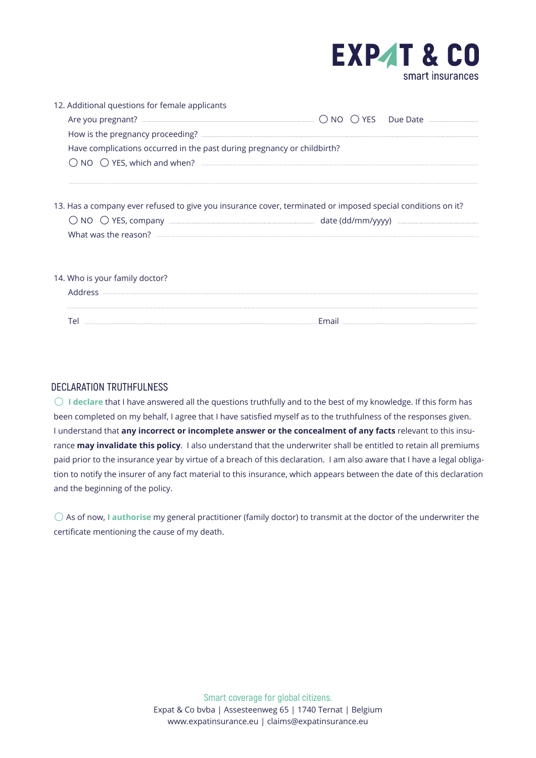12. Additional questions for female applicants

Are you pregnant? ........................ ◯ NO ◯ YES Due Date ..............

How is the pregnancy proceeding? ........................

Have complications occurred in the past during pregnancy or childbirth?

◯ NO ◯ YES, which and when? ........................

........................

13. Has a company ever refused to give you insurance cover, terminated or imposed special conditions on it?

◯ NO ◯ YES, company ........................ date (dd/mm/yyyy) ..............

What was the reason? ........................

14. Who is your family doctor?

Address ........................

........................

Tel ........................ Email ........................

## DECLARATION TRUTHFULNESS

◯ **I declare** that I have answered all the questions truthfully and to the best of my knowledge. If this form has been completed on my behalf, I agree that I have satisfied myself as to the truthfulness of the responses given. I understand that **any incorrect or incomplete answer or the concealment of any facts** relevant to this insurance **may invalidate this policy**. I also understand that the underwriter shall be entitled to retain all premiums paid prior to the insurance year by virtue of a breach of this declaration. I am also aware that I have a legal obligation to notify the insurer of any fact material to this insurance, which appears between the date of this declaration and the beginning of the policy.

◯ As of now, **I authorise** my general practitioner (family doctor) to transmit at the doctor of the underwriter the certificate mentioning the cause of my death.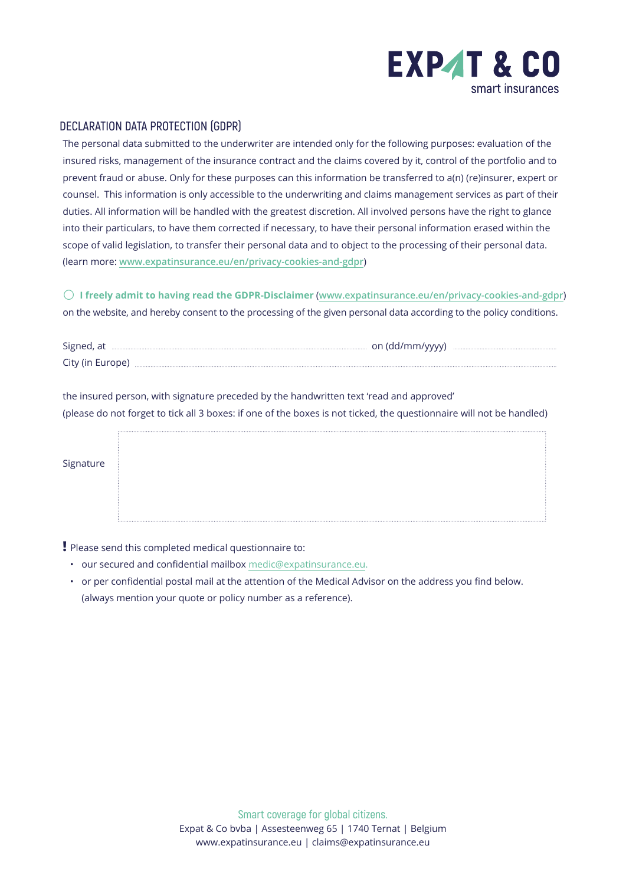EXPAT & CO
smart insurances

## DECLARATION DATA PROTECTION (GDPR)

The personal data submitted to the underwriter are intended only for the following purposes: evaluation of the insured risks, management of the insurance contract and the claims covered by it, control of the portfolio and to prevent fraud or abuse. Only for these purposes can this information be transferred to a(n) (re)insurer, expert or counsel. This information is only accessible to the underwriting and claims management services as part of their duties. All information will be handled with the greatest discretion. All involved persons have the right to glance into their particulars, to have them corrected if necessary, to have their personal information erased within the scope of valid legislation, to transfer their personal data and to object to the processing of their personal data. (learn more: www.expatinsurance.eu/en/privacy-cookies-and-gdpr)

○ **I freely admit to having read the GDPR-Disclaimer** (www.expatinsurance.eu/en/privacy-cookies-and-gdpr) on the website, and hereby consent to the processing of the given personal data according to the policy conditions.

Signed, at .................................................... on (dd/mm/yyyy) ....................

City (in Europe) ....................................................

the insured person, with signature preceded by the handwritten text 'read and approved'
(please do not forget to tick all 3 boxes: if one of the boxes is not ticked, the questionnaire will not be handled)

Signature

**!** Please send this completed medical questionnaire to:

- our secured and confidential mailbox medic@expatinsurance.eu.
- or per confidential postal mail at the attention of the Medical Advisor on the address you find below. (always mention your quote or policy number as a reference).

Smart coverage for global citizens.
Expat & Co bvba | Assesteenweg 65 | 1740 Ternat | Belgium
www.expatinsurance.eu | claims@expatinsurance.eu